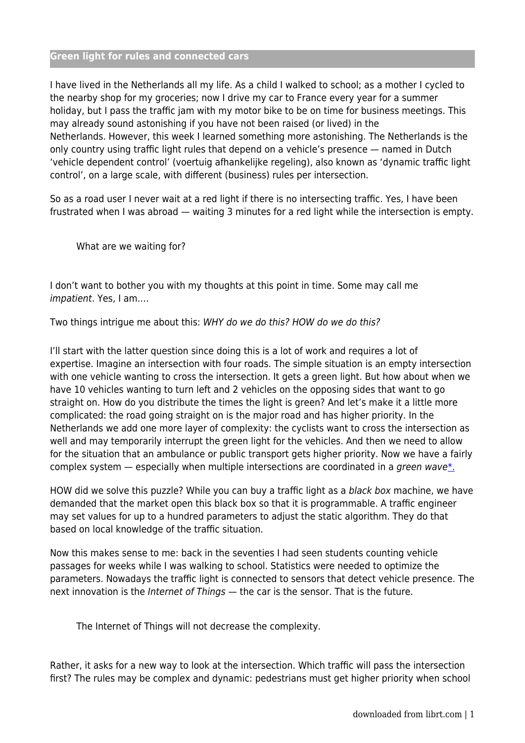## Green light for rules and connected cars

I have lived in the Netherlands all my life. As a child I walked to school; as a mother I cycled to the nearby shop for my groceries; now I drive my car to France every year for a summer holiday, but I pass the traffic jam with my motor bike to be on time for business meetings. This may already sound astonishing if you have not been raised (or lived) in the Netherlands. However, this week I learned something more astonishing. The Netherlands is the only country using traffic light rules that depend on a vehicle's presence — named in Dutch 'vehicle dependent control' (voertuig afhankelijke regeling), also known as 'dynamic traffic light control', on a large scale, with different (business) rules per intersection.

So as a road user I never wait at a red light if there is no intersecting traffic. Yes, I have been frustrated when I was abroad — waiting 3 minutes for a red light while the intersection is empty.

> What are we waiting for?

I don't want to bother you with my thoughts at this point in time. Some may call me *impatient*. Yes, I am….

Two things intrigue me about this: *WHY do we do this? HOW do we do this?*

I'll start with the latter question since doing this is a lot of work and requires a lot of expertise. Imagine an intersection with four roads. The simple situation is an empty intersection with one vehicle wanting to cross the intersection. It gets a green light. But how about when we have 10 vehicles wanting to turn left and 2 vehicles on the opposing sides that want to go straight on. How do you distribute the times the light is green? And let's make it a little more complicated: the road going straight on is the major road and has higher priority. In the Netherlands we add one more layer of complexity: the cyclists want to cross the intersection as well and may temporarily interrupt the green light for the vehicles. And then we need to allow for the situation that an ambulance or public transport gets higher priority. Now we have a fairly complex system — especially when multiple intersections are coordinated in a *green wave*[*].

HOW did we solve this puzzle? While you can buy a traffic light as a *black box* machine, we have demanded that the market open this black box so that it is programmable. A traffic engineer may set values for up to a hundred parameters to adjust the static algorithm. They do that based on local knowledge of the traffic situation.

Now this makes sense to me: back in the seventies I had seen students counting vehicle passages for weeks while I was walking to school. Statistics were needed to optimize the parameters. Nowadays the traffic light is connected to sensors that detect vehicle presence. The next innovation is the *Internet of Things* — the car is the sensor. That is the future.

> The Internet of Things will not decrease the complexity.

Rather, it asks for a new way to look at the intersection. Which traffic will pass the intersection first? The rules may be complex and dynamic: pedestrians must get higher priority when school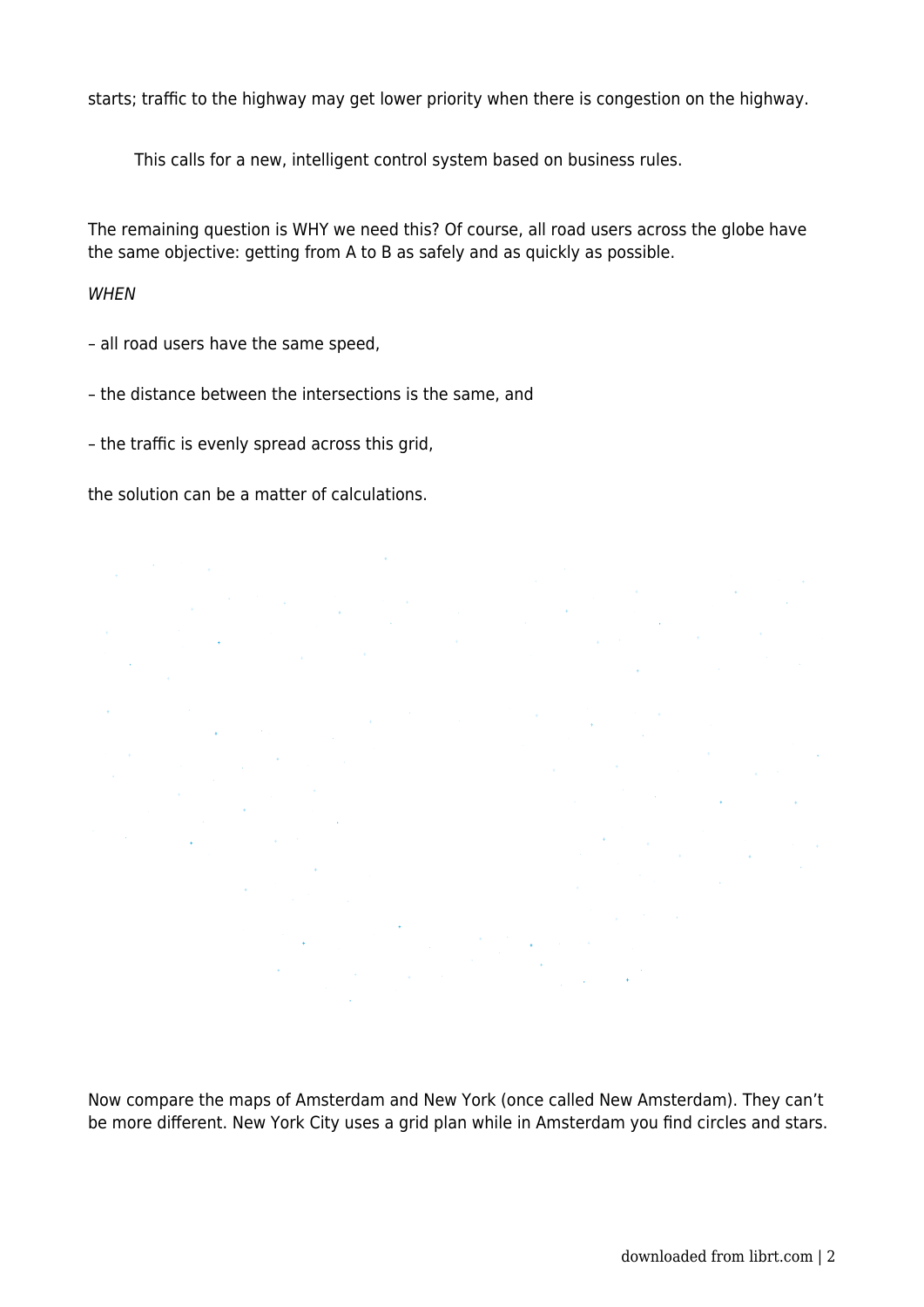starts; traffic to the highway may get lower priority when there is congestion on the highway.

> This calls for a new, intelligent control system based on business rules.

The remaining question is WHY we need this? Of course, all road users across the globe have the same objective: getting from A to B as safely and as quickly as possible.

*WHEN*

– all road users have the same speed,

– the distance between the intersections is the same, and

– the traffic is evenly spread across this grid,

the solution can be a matter of calculations.

Now compare the maps of Amsterdam and New York (once called New Amsterdam). They can't be more different. New York City uses a grid plan while in Amsterdam you find circles and stars.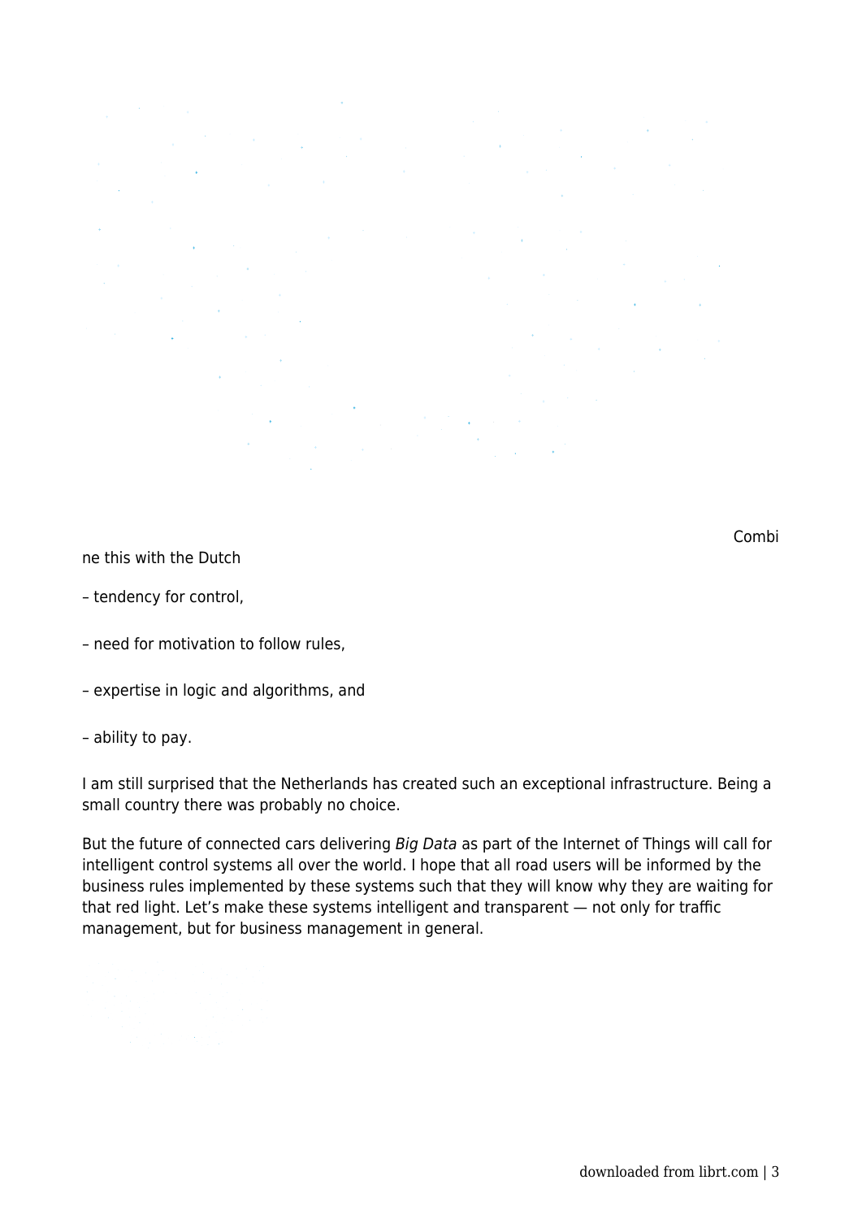Combine this with the Dutch

– tendency for control,

– need for motivation to follow rules,

– expertise in logic and algorithms, and

– ability to pay.

I am still surprised that the Netherlands has created such an exceptional infrastructure. Being a small country there was probably no choice.

But the future of connected cars delivering *Big Data* as part of the Internet of Things will call for intelligent control systems all over the world. I hope that all road users will be informed by the business rules implemented by these systems such that they will know why they are waiting for that red light. Let's make these systems intelligent and transparent — not only for traffic management, but for business management in general.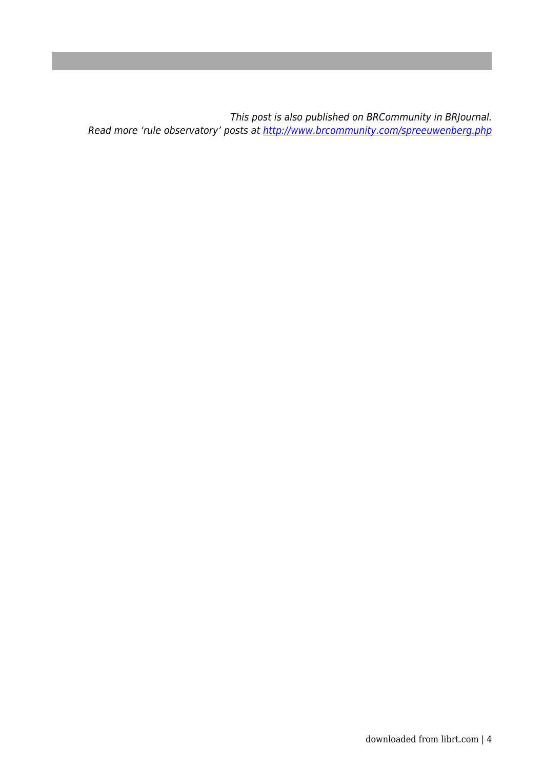*This post is also published on BRCommunity in BRJournal.*
*Read more 'rule observatory' posts at [http://www.brcommunity.com/spreeuwenberg.php](http://www.brcommunity.com/spreeuwenberg.php)*